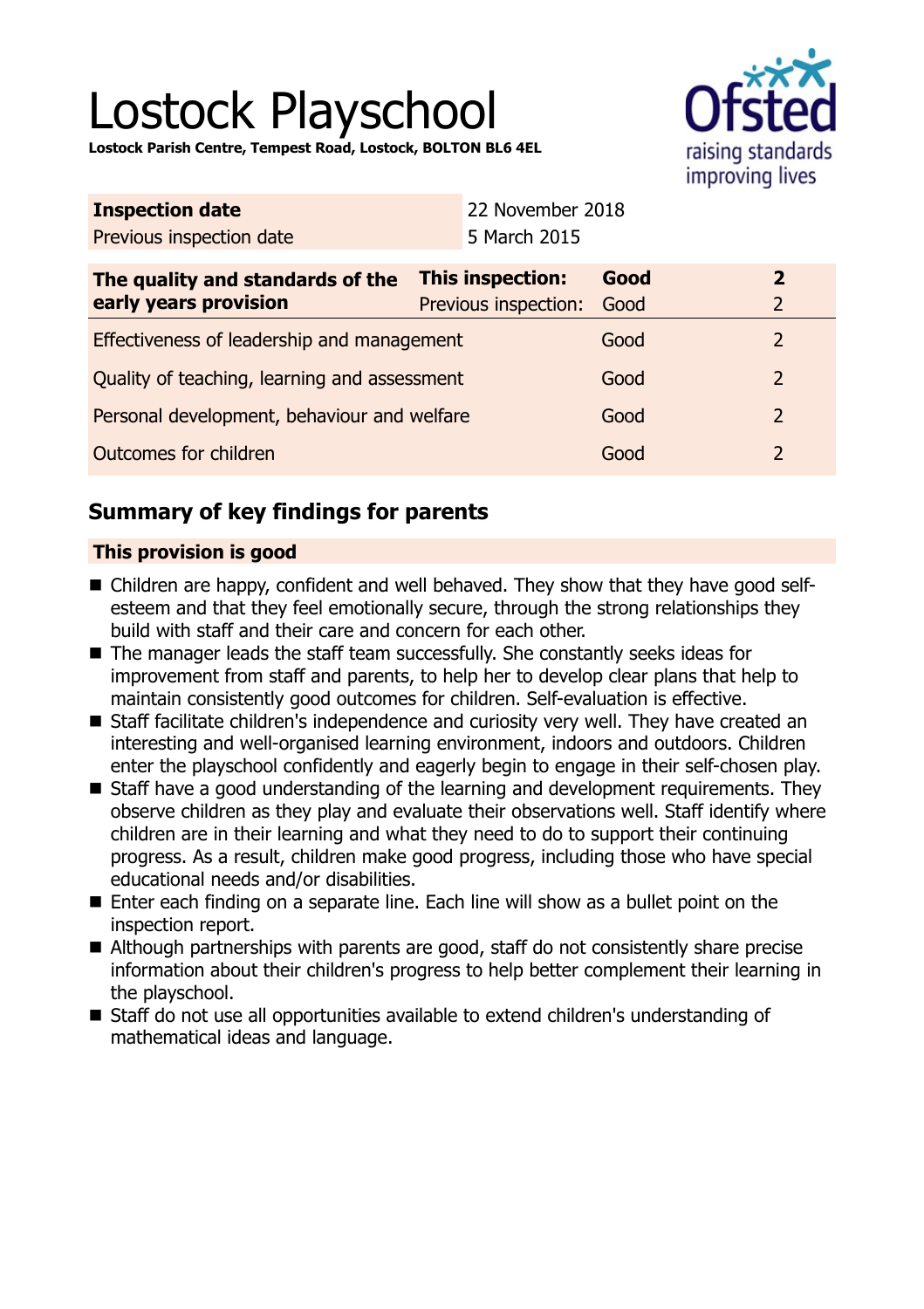# Lostock Playschool

**Lostock Parish Centre, Tempest Road, Lostock, BOLTON BL6 4EL**

| **Inspection date** | 22 November 2018 |
|---|---|
| Previous inspection date | 5 March 2015 |

| **The quality and standards of the early years provision** | **This inspection:** | **Good** | **2** |
|---|---|---|---|
| | Previous inspection: | Good | 2 |
| Effectiveness of leadership and management | | Good | 2 |
| Quality of teaching, learning and assessment | | Good | 2 |
| Personal development, behaviour and welfare | | Good | 2 |
| Outcomes for children | | Good | 2 |

## Summary of key findings for parents

**This provision is good**

- Children are happy, confident and well behaved. They show that they have good self-esteem and that they feel emotionally secure, through the strong relationships they build with staff and their care and concern for each other.
- The manager leads the staff team successfully. She constantly seeks ideas for improvement from staff and parents, to help her to develop clear plans that help to maintain consistently good outcomes for children. Self-evaluation is effective.
- Staff facilitate children's independence and curiosity very well. They have created an interesting and well-organised learning environment, indoors and outdoors. Children enter the playschool confidently and eagerly begin to engage in their self-chosen play.
- Staff have a good understanding of the learning and development requirements. They observe children as they play and evaluate their observations well. Staff identify where children are in their learning and what they need to do to support their continuing progress. As a result, children make good progress, including those who have special educational needs and/or disabilities.
- Enter each finding on a separate line. Each line will show as a bullet point on the inspection report.
- Although partnerships with parents are good, staff do not consistently share precise information about their children's progress to help better complement their learning in the playschool.
- Staff do not use all opportunities available to extend children's understanding of mathematical ideas and language.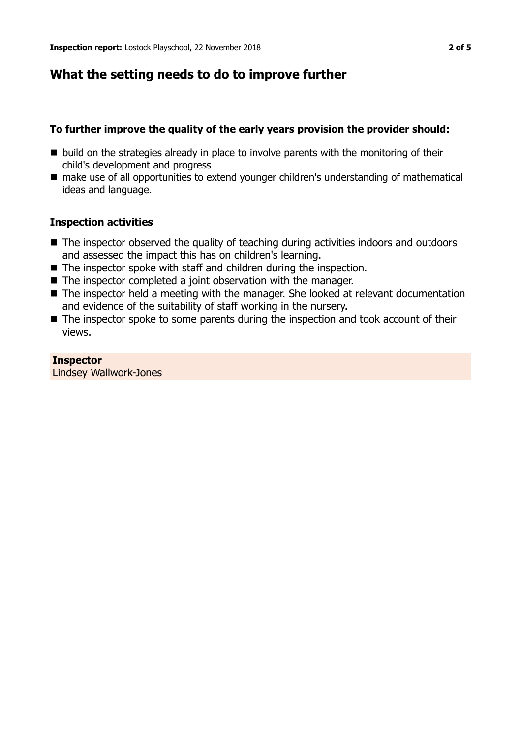## What the setting needs to do to improve further

**To further improve the quality of the early years provision the provider should:**

- build on the strategies already in place to involve parents with the monitoring of their child's development and progress
- make use of all opportunities to extend younger children's understanding of mathematical ideas and language.

**Inspection activities**

- The inspector observed the quality of teaching during activities indoors and outdoors and assessed the impact this has on children's learning.
- The inspector spoke with staff and children during the inspection.
- The inspector completed a joint observation with the manager.
- The inspector held a meeting with the manager. She looked at relevant documentation and evidence of the suitability of staff working in the nursery.
- The inspector spoke to some parents during the inspection and took account of their views.

**Inspector**
Lindsey Wallwork-Jones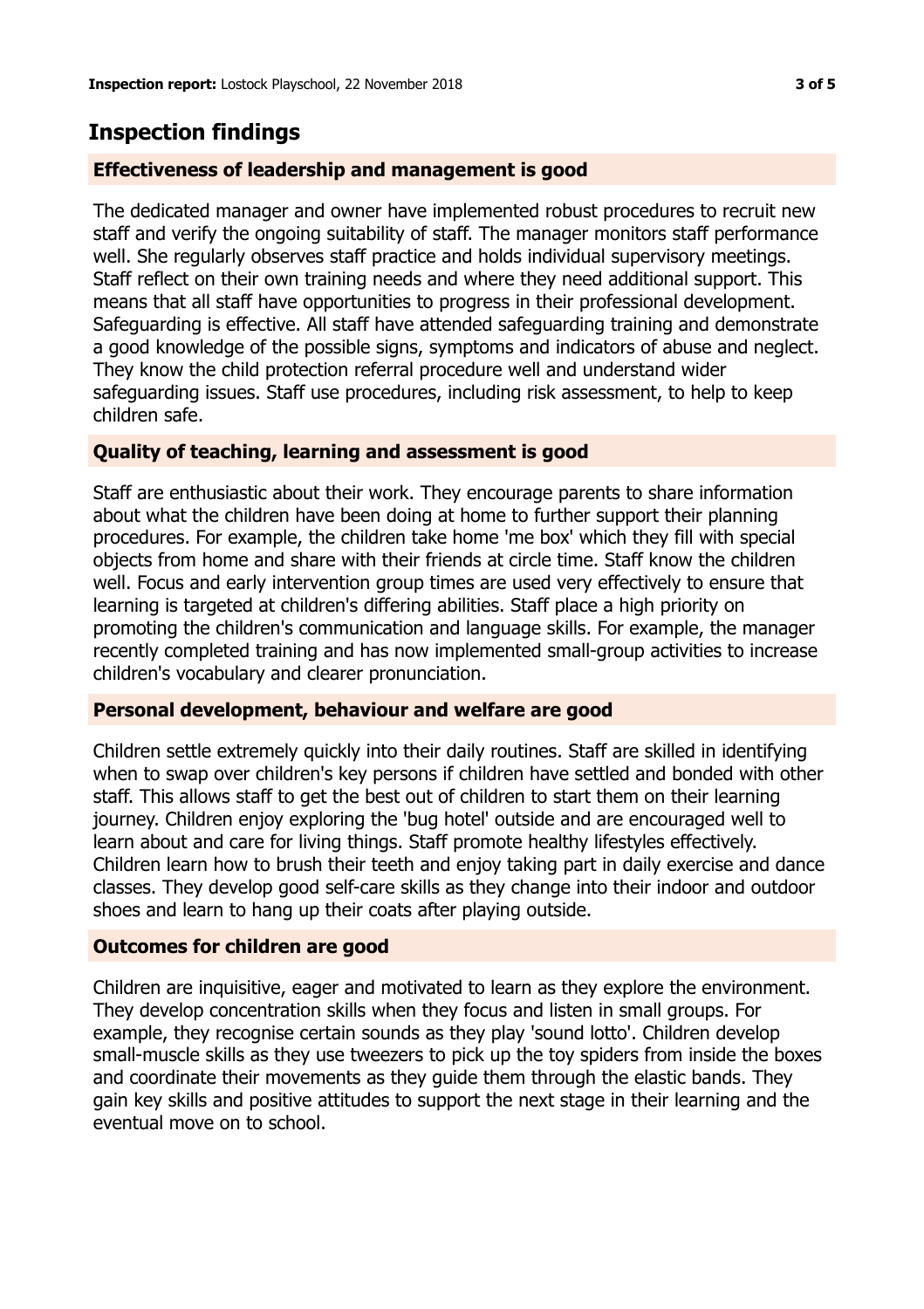## Inspection findings

### Effectiveness of leadership and management is good

The dedicated manager and owner have implemented robust procedures to recruit new staff and verify the ongoing suitability of staff. The manager monitors staff performance well. She regularly observes staff practice and holds individual supervisory meetings. Staff reflect on their own training needs and where they need additional support. This means that all staff have opportunities to progress in their professional development. Safeguarding is effective. All staff have attended safeguarding training and demonstrate a good knowledge of the possible signs, symptoms and indicators of abuse and neglect. They know the child protection referral procedure well and understand wider safeguarding issues. Staff use procedures, including risk assessment, to help to keep children safe.

### Quality of teaching, learning and assessment is good

Staff are enthusiastic about their work. They encourage parents to share information about what the children have been doing at home to further support their planning procedures. For example, the children take home 'me box' which they fill with special objects from home and share with their friends at circle time. Staff know the children well. Focus and early intervention group times are used very effectively to ensure that learning is targeted at children's differing abilities. Staff place a high priority on promoting the children's communication and language skills. For example, the manager recently completed training and has now implemented small-group activities to increase children's vocabulary and clearer pronunciation.

### Personal development, behaviour and welfare are good

Children settle extremely quickly into their daily routines. Staff are skilled in identifying when to swap over children's key persons if children have settled and bonded with other staff. This allows staff to get the best out of children to start them on their learning journey. Children enjoy exploring the 'bug hotel' outside and are encouraged well to learn about and care for living things. Staff promote healthy lifestyles effectively. Children learn how to brush their teeth and enjoy taking part in daily exercise and dance classes. They develop good self-care skills as they change into their indoor and outdoor shoes and learn to hang up their coats after playing outside.

### Outcomes for children are good

Children are inquisitive, eager and motivated to learn as they explore the environment. They develop concentration skills when they focus and listen in small groups. For example, they recognise certain sounds as they play 'sound lotto'. Children develop small-muscle skills as they use tweezers to pick up the toy spiders from inside the boxes and coordinate their movements as they guide them through the elastic bands. They gain key skills and positive attitudes to support the next stage in their learning and the eventual move on to school.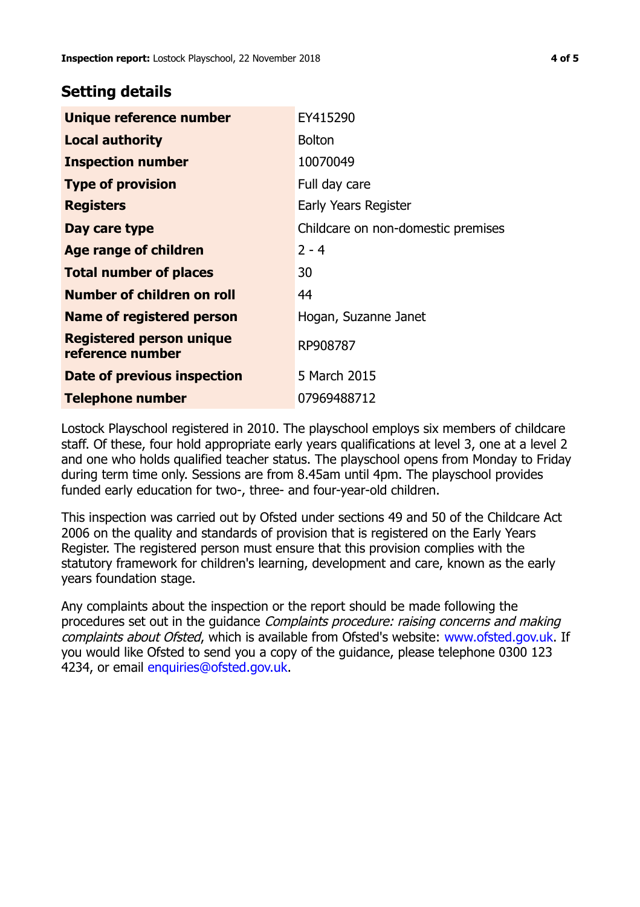## Setting details

| | |
|---|---|
| **Unique reference number** | EY415290 |
| **Local authority** | Bolton |
| **Inspection number** | 10070049 |
| **Type of provision** | Full day care |
| **Registers** | Early Years Register |
| **Day care type** | Childcare on non-domestic premises |
| **Age range of children** | 2 - 4 |
| **Total number of places** | 30 |
| **Number of children on roll** | 44 |
| **Name of registered person** | Hogan, Suzanne Janet |
| **Registered person unique reference number** | RP908787 |
| **Date of previous inspection** | 5 March 2015 |
| **Telephone number** | 07969488712 |

Lostock Playschool registered in 2010. The playschool employs six members of childcare staff. Of these, four hold appropriate early years qualifications at level 3, one at a level 2 and one who holds qualified teacher status. The playschool opens from Monday to Friday during term time only. Sessions are from 8.45am until 4pm. The playschool provides funded early education for two-, three- and four-year-old children.

This inspection was carried out by Ofsted under sections 49 and 50 of the Childcare Act 2006 on the quality and standards of provision that is registered on the Early Years Register. The registered person must ensure that this provision complies with the statutory framework for children's learning, development and care, known as the early years foundation stage.

Any complaints about the inspection or the report should be made following the procedures set out in the guidance *Complaints procedure: raising concerns and making complaints about Ofsted*, which is available from Ofsted's website: www.ofsted.gov.uk. If you would like Ofsted to send you a copy of the guidance, please telephone 0300 123 4234, or email enquiries@ofsted.gov.uk.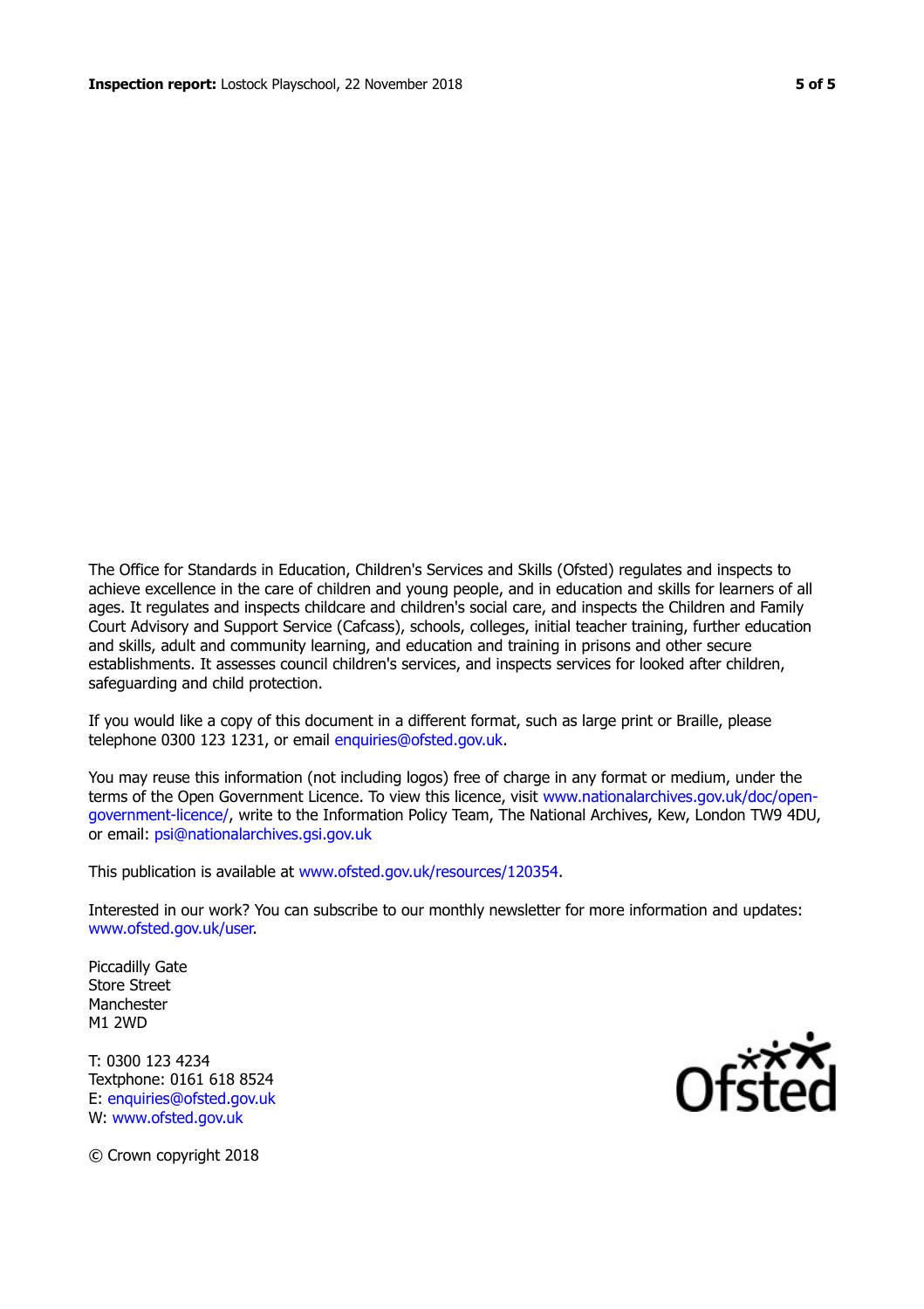The Office for Standards in Education, Children's Services and Skills (Ofsted) regulates and inspects to achieve excellence in the care of children and young people, and in education and skills for learners of all ages. It regulates and inspects childcare and children's social care, and inspects the Children and Family Court Advisory and Support Service (Cafcass), schools, colleges, initial teacher training, further education and skills, adult and community learning, and education and training in prisons and other secure establishments. It assesses council children's services, and inspects services for looked after children, safeguarding and child protection.

If you would like a copy of this document in a different format, such as large print or Braille, please telephone 0300 123 1231, or email enquiries@ofsted.gov.uk.

You may reuse this information (not including logos) free of charge in any format or medium, under the terms of the Open Government Licence. To view this licence, visit www.nationalarchives.gov.uk/doc/open-government-licence/, write to the Information Policy Team, The National Archives, Kew, London TW9 4DU, or email: psi@nationalarchives.gsi.gov.uk

This publication is available at www.ofsted.gov.uk/resources/120354.

Interested in our work? You can subscribe to our monthly newsletter for more information and updates: www.ofsted.gov.uk/user.

Piccadilly Gate
Store Street
Manchester
M1 2WD

T: 0300 123 4234
Textphone: 0161 618 8524
E: enquiries@ofsted.gov.uk
W: www.ofsted.gov.uk

© Crown copyright 2018